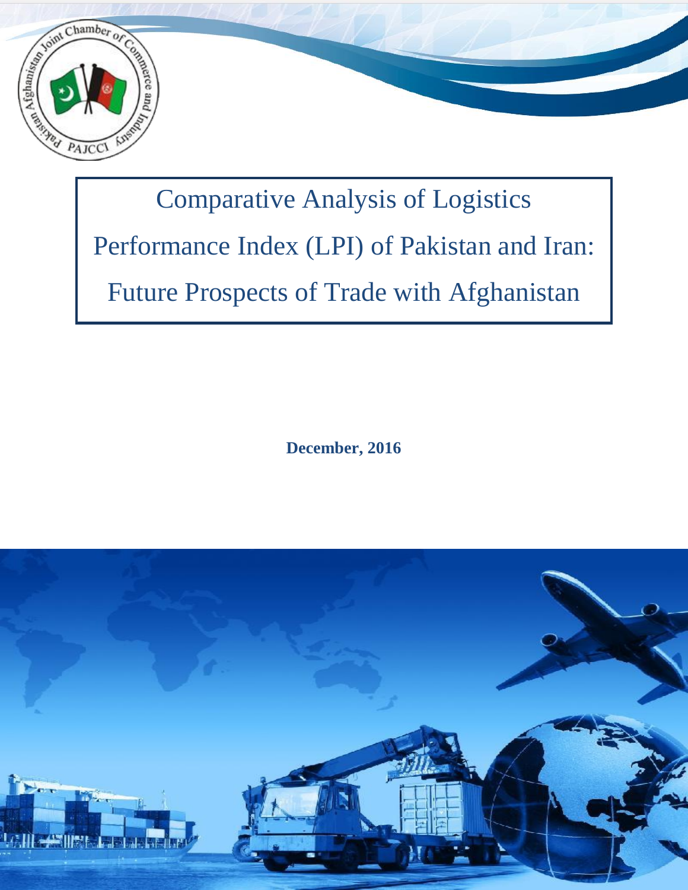# Comparative Analysis of Logistics Performance Index (LPI) of Pakistan and Iran: Future Prospects of Trade with Afghanistan

**December, 2016**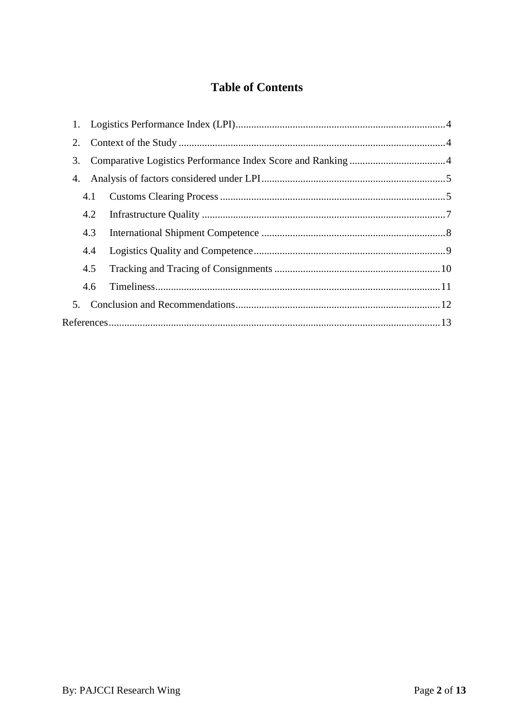# Table of Contents

1. Logistics Performance Index (LPI) ........ 4
2. Context of the Study ........ 4
3. Comparative Logistics Performance Index Score and Ranking ........ 4
4. Analysis of factors considered under LPI ........ 5
   - 4.1 Customs Clearing Process ........ 5
   - 4.2 Infrastructure Quality ........ 7
   - 4.3 International Shipment Competence ........ 8
   - 4.4 Logistics Quality and Competence ........ 9
   - 4.5 Tracking and Tracing of Consignments ........ 10
   - 4.6 Timeliness ........ 11
5. Conclusion and Recommendations ........ 12

References ........ 13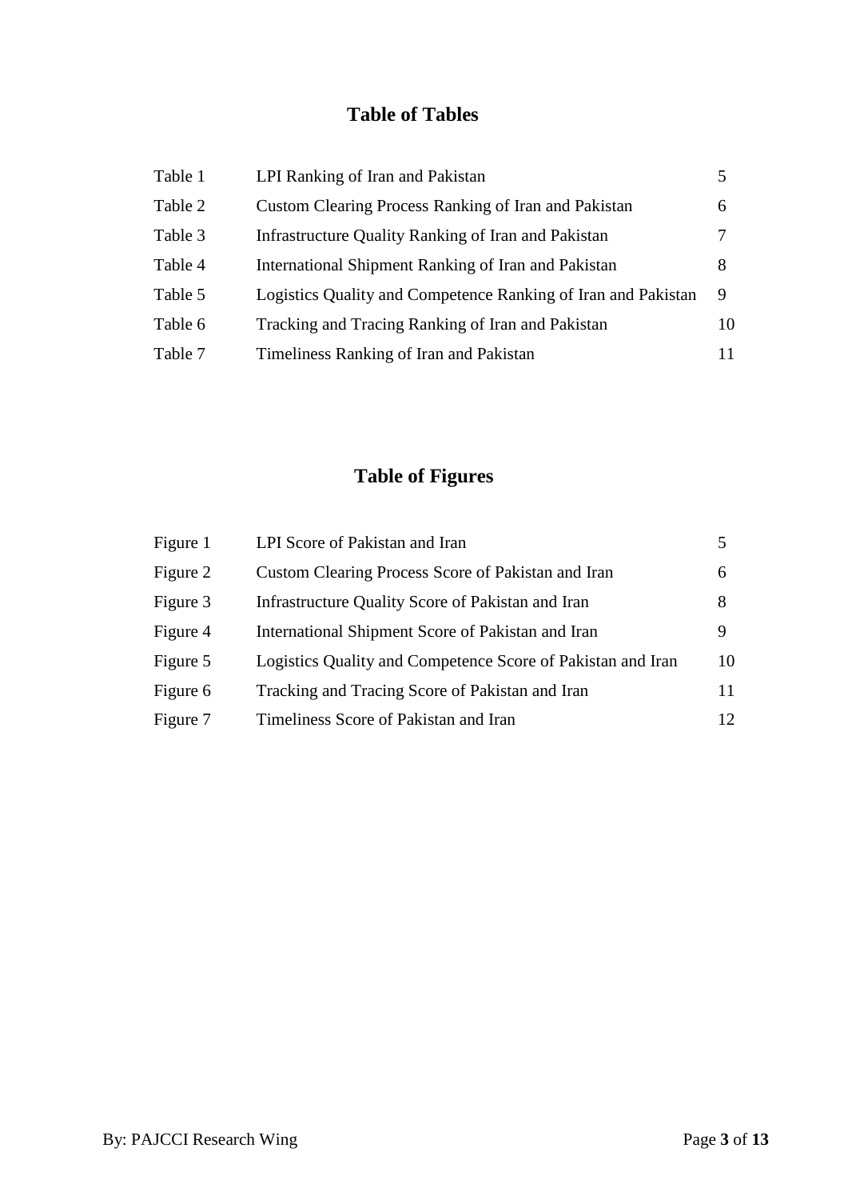## Table of Tables

| | | |
|---|---|---|
| Table 1 | LPI Ranking of Iran and Pakistan | 5 |
| Table 2 | Custom Clearing Process Ranking of Iran and Pakistan | 6 |
| Table 3 | Infrastructure Quality Ranking of Iran and Pakistan | 7 |
| Table 4 | International Shipment Ranking of Iran and Pakistan | 8 |
| Table 5 | Logistics Quality and Competence Ranking of Iran and Pakistan | 9 |
| Table 6 | Tracking and Tracing Ranking of Iran and Pakistan | 10 |
| Table 7 | Timeliness Ranking of Iran and Pakistan | 11 |

## Table of Figures

| | | |
|---|---|---|
| Figure 1 | LPI Score of Pakistan and Iran | 5 |
| Figure 2 | Custom Clearing Process Score of Pakistan and Iran | 6 |
| Figure 3 | Infrastructure Quality Score of Pakistan and Iran | 8 |
| Figure 4 | International Shipment Score of Pakistan and Iran | 9 |
| Figure 5 | Logistics Quality and Competence Score of Pakistan and Iran | 10 |
| Figure 6 | Tracking and Tracing Score of Pakistan and Iran | 11 |
| Figure 7 | Timeliness Score of Pakistan and Iran | 12 |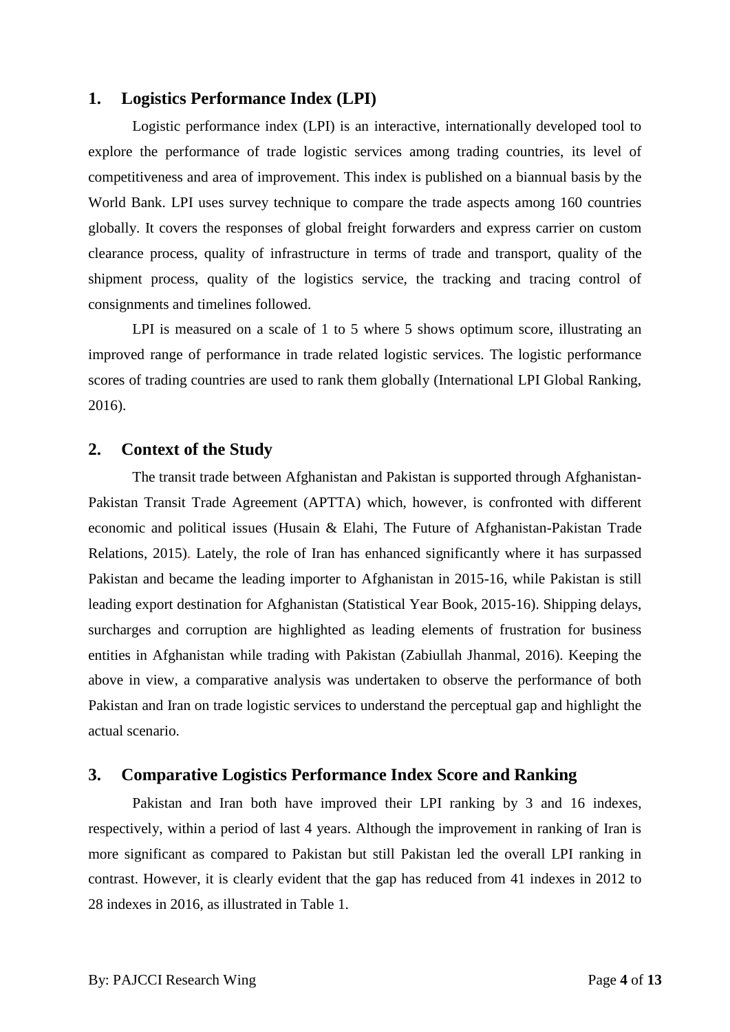## 1. Logistics Performance Index (LPI)

Logistic performance index (LPI) is an interactive, internationally developed tool to explore the performance of trade logistic services among trading countries, its level of competitiveness and area of improvement. This index is published on a biannual basis by the World Bank. LPI uses survey technique to compare the trade aspects among 160 countries globally. It covers the responses of global freight forwarders and express carrier on custom clearance process, quality of infrastructure in terms of trade and transport, quality of the shipment process, quality of the logistics service, the tracking and tracing control of consignments and timelines followed.

LPI is measured on a scale of 1 to 5 where 5 shows optimum score, illustrating an improved range of performance in trade related logistic services. The logistic performance scores of trading countries are used to rank them globally (International LPI Global Ranking, 2016).

## 2. Context of the Study

The transit trade between Afghanistan and Pakistan is supported through Afghanistan-Pakistan Transit Trade Agreement (APTTA) which, however, is confronted with different economic and political issues (Husain & Elahi, The Future of Afghanistan-Pakistan Trade Relations, 2015). Lately, the role of Iran has enhanced significantly where it has surpassed Pakistan and became the leading importer to Afghanistan in 2015-16, while Pakistan is still leading export destination for Afghanistan (Statistical Year Book, 2015-16). Shipping delays, surcharges and corruption are highlighted as leading elements of frustration for business entities in Afghanistan while trading with Pakistan (Zabiullah Jhanmal, 2016). Keeping the above in view, a comparative analysis was undertaken to observe the performance of both Pakistan and Iran on trade logistic services to understand the perceptual gap and highlight the actual scenario.

## 3. Comparative Logistics Performance Index Score and Ranking

Pakistan and Iran both have improved their LPI ranking by 3 and 16 indexes, respectively, within a period of last 4 years. Although the improvement in ranking of Iran is more significant as compared to Pakistan but still Pakistan led the overall LPI ranking in contrast. However, it is clearly evident that the gap has reduced from 41 indexes in 2012 to 28 indexes in 2016, as illustrated in Table 1.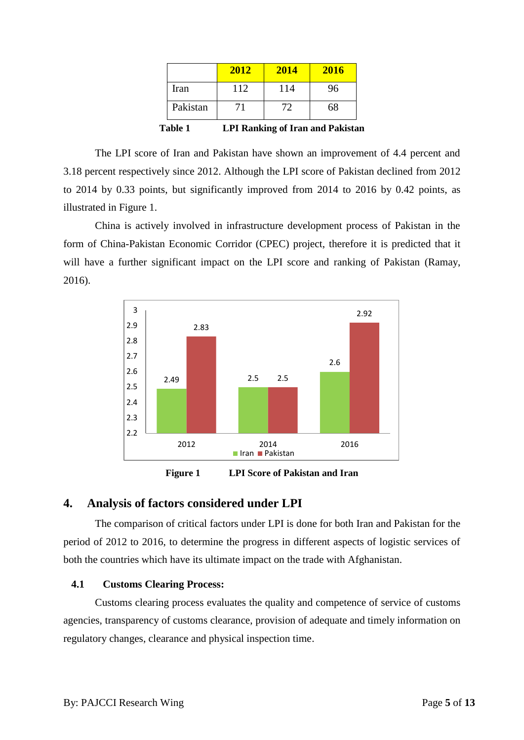|  | 2012 | 2014 | 2016 |
|---|---|---|---|
| Iran | 112 | 114 | 96 |
| Pakistan | 71 | 72 | 68 |

**Table 1 LPI Ranking of Iran and Pakistan**

The LPI score of Iran and Pakistan have shown an improvement of 4.4 percent and 3.18 percent respectively since 2012. Although the LPI score of Pakistan declined from 2012 to 2014 by 0.33 points, but significantly improved from 2014 to 2016 by 0.42 points, as illustrated in Figure 1.

China is actively involved in infrastructure development process of Pakistan in the form of China-Pakistan Economic Corridor (CPEC) project, therefore it is predicted that it will have a further significant impact on the LPI score and ranking of Pakistan (Ramay, 2016).

|  | 2012 | 2014 | 2016 |
|---|---|---|---|
| Iran | 2.49 | 2.5 | 2.6 |
| Pakistan | 2.83 | 2.5 | 2.92 |

**Figure 1 LPI Score of Pakistan and Iran**

## 4. Analysis of factors considered under LPI

The comparison of critical factors under LPI is done for both Iran and Pakistan for the period of 2012 to 2016, to determine the progress in different aspects of logistic services of both the countries which have its ultimate impact on the trade with Afghanistan.

### 4.1 Customs Clearing Process:

Customs clearing process evaluates the quality and competence of service of customs agencies, transparency of customs clearance, provision of adequate and timely information on regulatory changes, clearance and physical inspection time.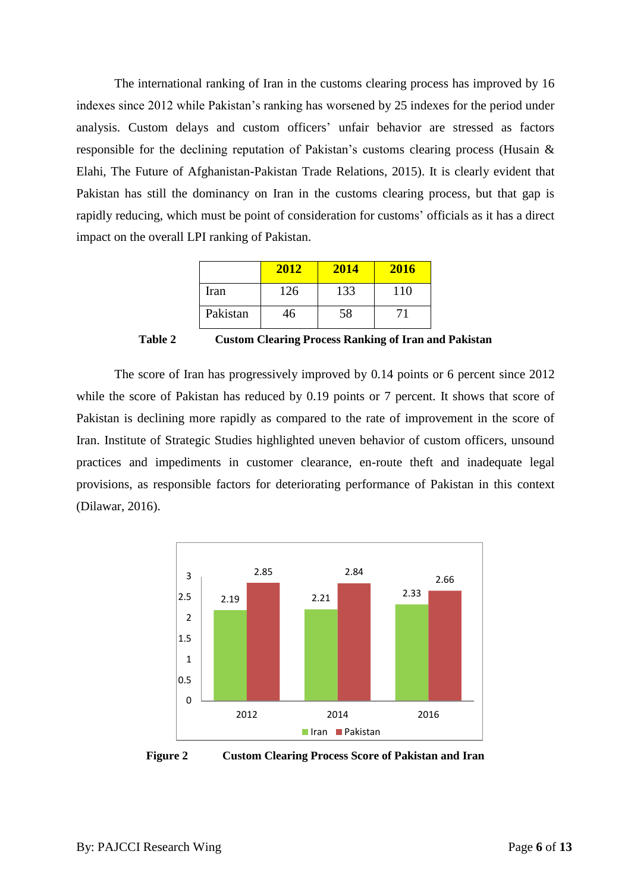The international ranking of Iran in the customs clearing process has improved by 16 indexes since 2012 while Pakistan's ranking has worsened by 25 indexes for the period under analysis. Custom delays and custom officers' unfair behavior are stressed as factors responsible for the declining reputation of Pakistan's customs clearing process (Husain & Elahi, The Future of Afghanistan-Pakistan Trade Relations, 2015). It is clearly evident that Pakistan has still the dominancy on Iran in the customs clearing process, but that gap is rapidly reducing, which must be point of consideration for customs' officials as it has a direct impact on the overall LPI ranking of Pakistan.

| | 2012 | 2014 | 2016 |
|---|---|---|---|
| Iran | 126 | 133 | 110 |
| Pakistan | 46 | 58 | 71 |

**Table 2 Custom Clearing Process Ranking of Iran and Pakistan**

The score of Iran has progressively improved by 0.14 points or 6 percent since 2012 while the score of Pakistan has reduced by 0.19 points or 7 percent. It shows that score of Pakistan is declining more rapidly as compared to the rate of improvement in the score of Iran. Institute of Strategic Studies highlighted uneven behavior of custom officers, unsound practices and impediments in customer clearance, en-route theft and inadequate legal provisions, as responsible factors for deteriorating performance of Pakistan in this context (Dilawar, 2016).

| | 2012 | 2014 | 2016 |
|---|---|---|---|
| Iran | 2.19 | 2.21 | 2.33 |
| Pakistan | 2.85 | 2.84 | 2.66 |

**Figure 2 Custom Clearing Process Score of Pakistan and Iran**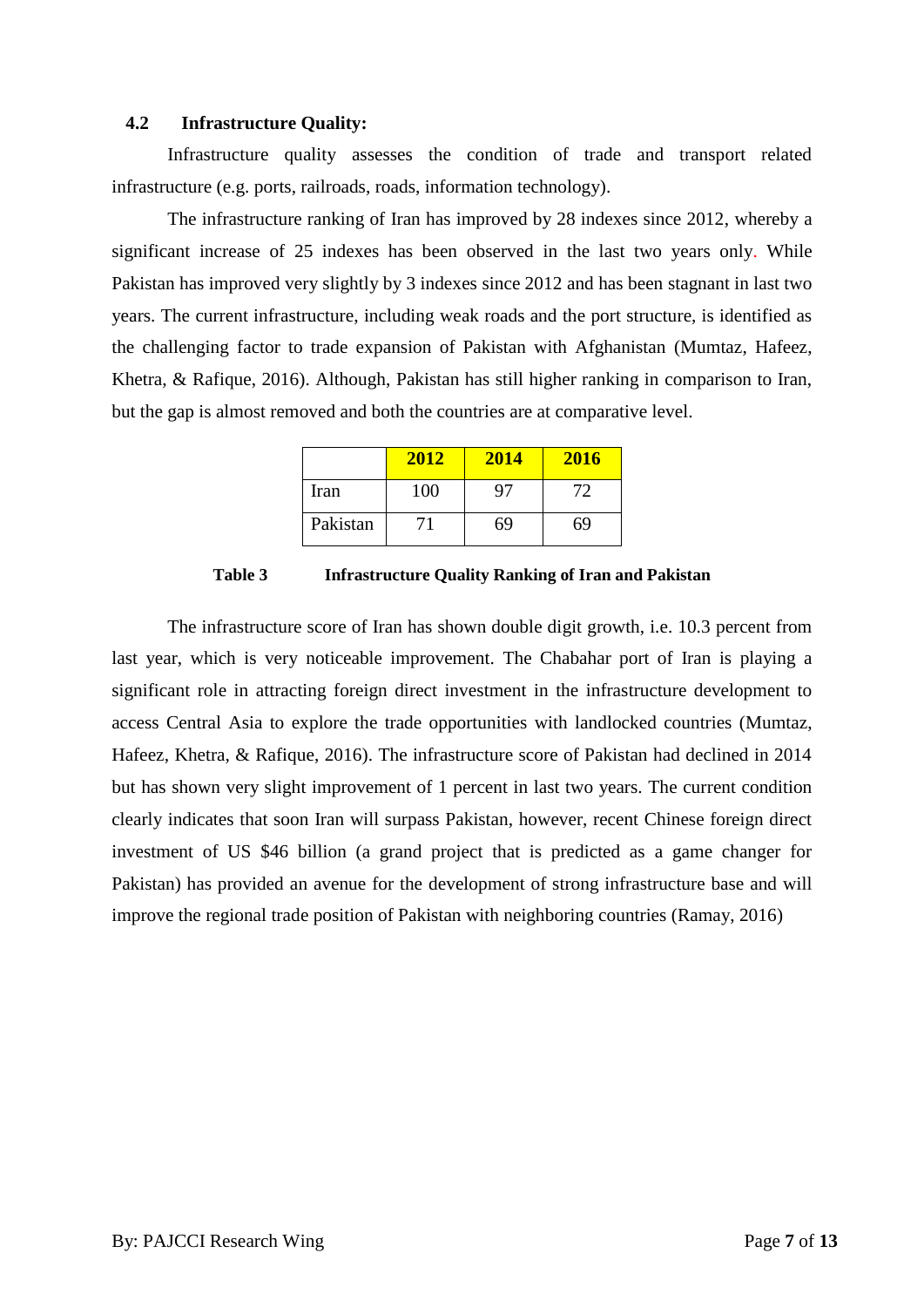### 4.2 Infrastructure Quality:

Infrastructure quality assesses the condition of trade and transport related infrastructure (e.g. ports, railroads, roads, information technology).

The infrastructure ranking of Iran has improved by 28 indexes since 2012, whereby a significant increase of 25 indexes has been observed in the last two years only. While Pakistan has improved very slightly by 3 indexes since 2012 and has been stagnant in last two years. The current infrastructure, including weak roads and the port structure, is identified as the challenging factor to trade expansion of Pakistan with Afghanistan (Mumtaz, Hafeez, Khetra, & Rafique, 2016). Although, Pakistan has still higher ranking in comparison to Iran, but the gap is almost removed and both the countries are at comparative level.

| | 2012 | 2014 | 2016 |
|---|---|---|---|
| Iran | 100 | 97 | 72 |
| Pakistan | 71 | 69 | 69 |

**Table 3 Infrastructure Quality Ranking of Iran and Pakistan**

The infrastructure score of Iran has shown double digit growth, i.e. 10.3 percent from last year, which is very noticeable improvement. The Chabahar port of Iran is playing a significant role in attracting foreign direct investment in the infrastructure development to access Central Asia to explore the trade opportunities with landlocked countries (Mumtaz, Hafeez, Khetra, & Rafique, 2016). The infrastructure score of Pakistan had declined in 2014 but has shown very slight improvement of 1 percent in last two years. The current condition clearly indicates that soon Iran will surpass Pakistan, however, recent Chinese foreign direct investment of US $46 billion (a grand project that is predicted as a game changer for Pakistan) has provided an avenue for the development of strong infrastructure base and will improve the regional trade position of Pakistan with neighboring countries (Ramay, 2016)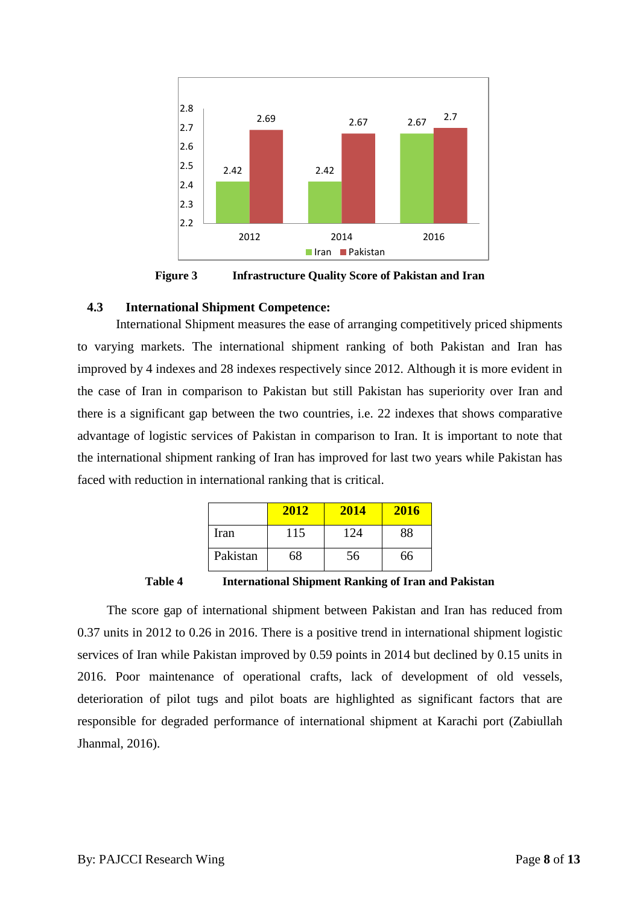Figure 3 Infrastructure Quality Score of Pakistan and Iran

### 4.3 International Shipment Competence:

International Shipment measures the ease of arranging competitively priced shipments to varying markets. The international shipment ranking of both Pakistan and Iran has improved by 4 indexes and 28 indexes respectively since 2012. Although it is more evident in the case of Iran in comparison to Pakistan but still Pakistan has superiority over Iran and there is a significant gap between the two countries, i.e. 22 indexes that shows comparative advantage of logistic services of Pakistan in comparison to Iran. It is important to note that the international shipment ranking of Iran has improved for last two years while Pakistan has faced with reduction in international ranking that is critical.

| | 2012 | 2014 | 2016 |
|---|---|---|---|
| Iran | 115 | 124 | 88 |
| Pakistan | 68 | 56 | 66 |

**Table 4 International Shipment Ranking of Iran and Pakistan**

The score gap of international shipment between Pakistan and Iran has reduced from 0.37 units in 2012 to 0.26 in 2016. There is a positive trend in international shipment logistic services of Iran while Pakistan improved by 0.59 points in 2014 but declined by 0.15 units in 2016. Poor maintenance of operational crafts, lack of development of old vessels, deterioration of pilot tugs and pilot boats are highlighted as significant factors that are responsible for degraded performance of international shipment at Karachi port (Zabiullah Jhanmal, 2016).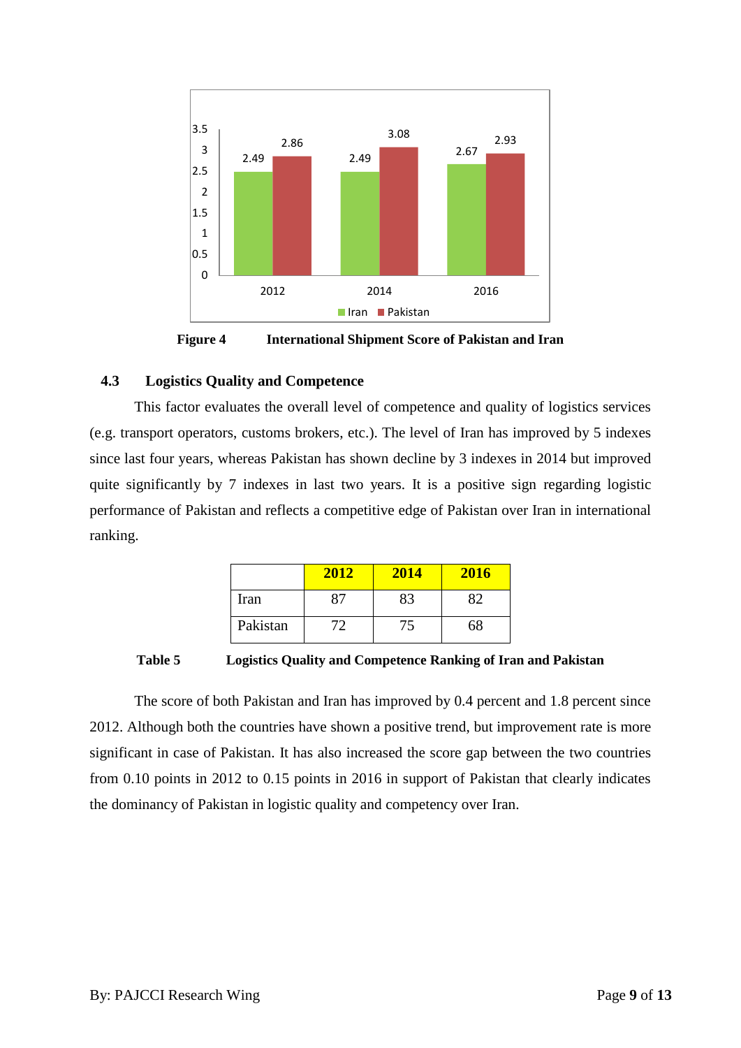Figure 4 International Shipment Score of Pakistan and Iran

### 4.3 Logistics Quality and Competence

This factor evaluates the overall level of competence and quality of logistics services (e.g. transport operators, customs brokers, etc.). The level of Iran has improved by 5 indexes since last four years, whereas Pakistan has shown decline by 3 indexes in 2014 but improved quite significantly by 7 indexes in last two years. It is a positive sign regarding logistic performance of Pakistan and reflects a competitive edge of Pakistan over Iran in international ranking.

| | 2012 | 2014 | 2016 |
|---|---|---|---|
| Iran | 87 | 83 | 82 |
| Pakistan | 72 | 75 | 68 |

**Table 5 Logistics Quality and Competence Ranking of Iran and Pakistan**

The score of both Pakistan and Iran has improved by 0.4 percent and 1.8 percent since 2012. Although both the countries have shown a positive trend, but improvement rate is more significant in case of Pakistan. It has also increased the score gap between the two countries from 0.10 points in 2012 to 0.15 points in 2016 in support of Pakistan that clearly indicates the dominancy of Pakistan in logistic quality and competency over Iran.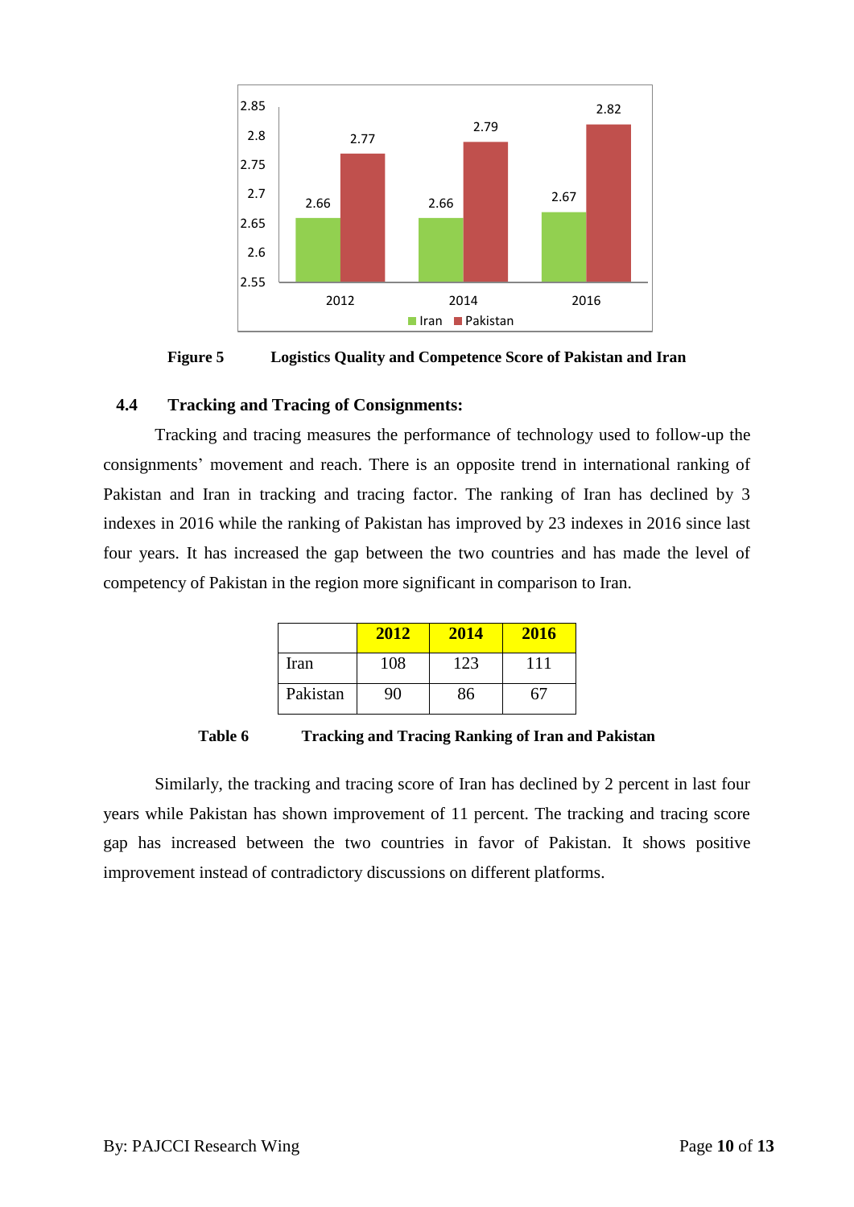Figure 5 Logistics Quality and Competence Score of Pakistan and Iran

### 4.4 Tracking and Tracing of Consignments:

Tracking and tracing measures the performance of technology used to follow-up the consignments' movement and reach. There is an opposite trend in international ranking of Pakistan and Iran in tracking and tracing factor. The ranking of Iran has declined by 3 indexes in 2016 while the ranking of Pakistan has improved by 23 indexes in 2016 since last four years. It has increased the gap between the two countries and has made the level of competency of Pakistan in the region more significant in comparison to Iran.

| | 2012 | 2014 | 2016 |
|---|---|---|---|
| Iran | 108 | 123 | 111 |
| Pakistan | 90 | 86 | 67 |

**Table 6 Tracking and Tracing Ranking of Iran and Pakistan**

Similarly, the tracking and tracing score of Iran has declined by 2 percent in last four years while Pakistan has shown improvement of 11 percent. The tracking and tracing score gap has increased between the two countries in favor of Pakistan. It shows positive improvement instead of contradictory discussions on different platforms.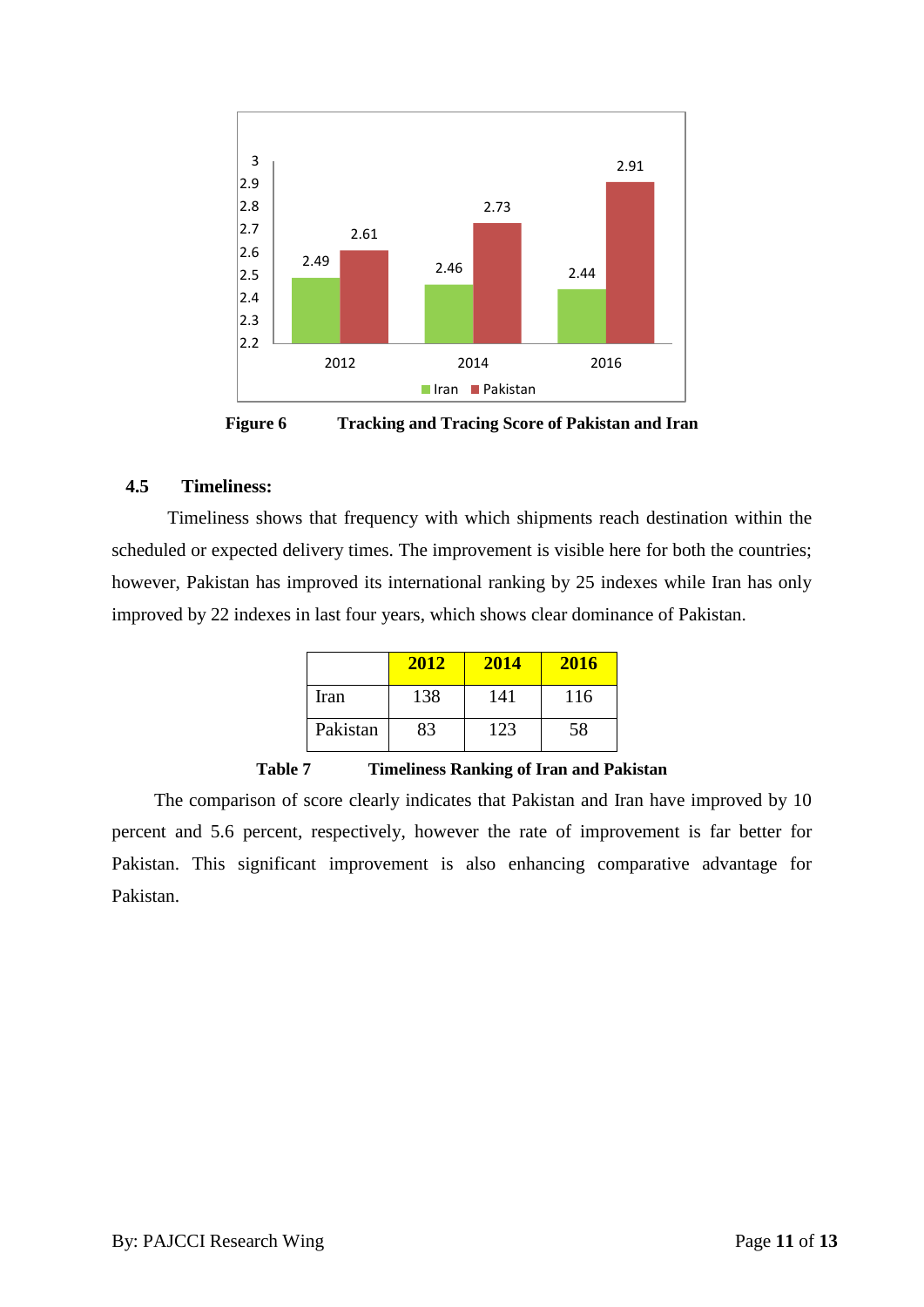Figure 6 Tracking and Tracing Score of Pakistan and Iran

### 4.5 Timeliness:

Timeliness shows that frequency with which shipments reach destination within the scheduled or expected delivery times. The improvement is visible here for both the countries; however, Pakistan has improved its international ranking by 25 indexes while Iran has only improved by 22 indexes in last four years, which shows clear dominance of Pakistan.

| | 2012 | 2014 | 2016 |
|---|---|---|---|
| Iran | 138 | 141 | 116 |
| Pakistan | 83 | 123 | 58 |

**Table 7 Timeliness Ranking of Iran and Pakistan**

The comparison of score clearly indicates that Pakistan and Iran have improved by 10 percent and 5.6 percent, respectively, however the rate of improvement is far better for Pakistan. This significant improvement is also enhancing comparative advantage for Pakistan.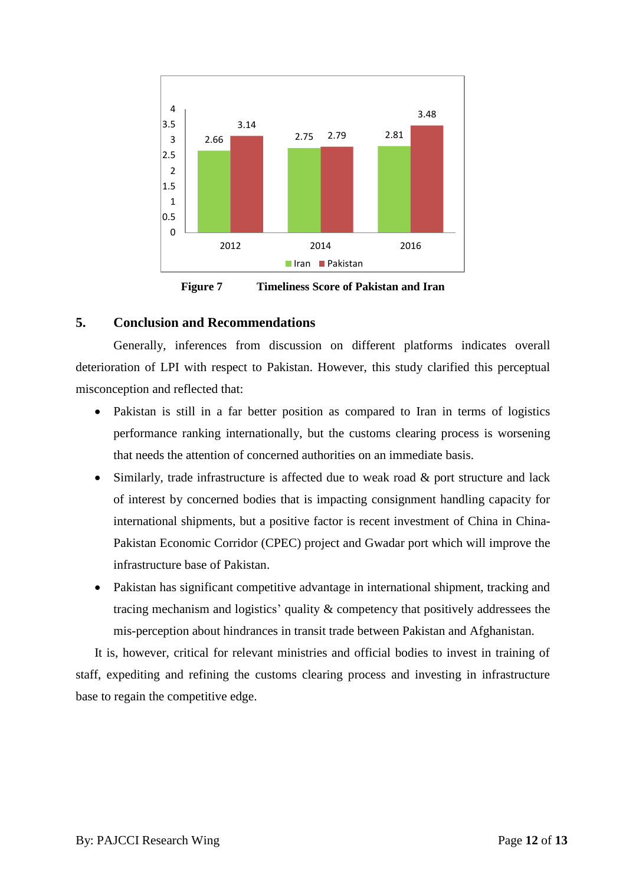| | Iran | Pakistan |
|---|---|---|
| 2012 | 2.66 | 3.14 |
| 2014 | 2.75 | 2.79 |
| 2016 | 2.81 | 3.48 |

**Figure 7 Timeliness Score of Pakistan and Iran**

## 5. Conclusion and Recommendations

Generally, inferences from discussion on different platforms indicates overall deterioration of LPI with respect to Pakistan. However, this study clarified this perceptual misconception and reflected that:

- Pakistan is still in a far better position as compared to Iran in terms of logistics performance ranking internationally, but the customs clearing process is worsening that needs the attention of concerned authorities on an immediate basis.
- Similarly, trade infrastructure is affected due to weak road & port structure and lack of interest by concerned bodies that is impacting consignment handling capacity for international shipments, but a positive factor is recent investment of China in China-Pakistan Economic Corridor (CPEC) project and Gwadar port which will improve the infrastructure base of Pakistan.
- Pakistan has significant competitive advantage in international shipment, tracking and tracing mechanism and logistics' quality & competency that positively addressees the mis-perception about hindrances in transit trade between Pakistan and Afghanistan.

It is, however, critical for relevant ministries and official bodies to invest in training of staff, expediting and refining the customs clearing process and investing in infrastructure base to regain the competitive edge.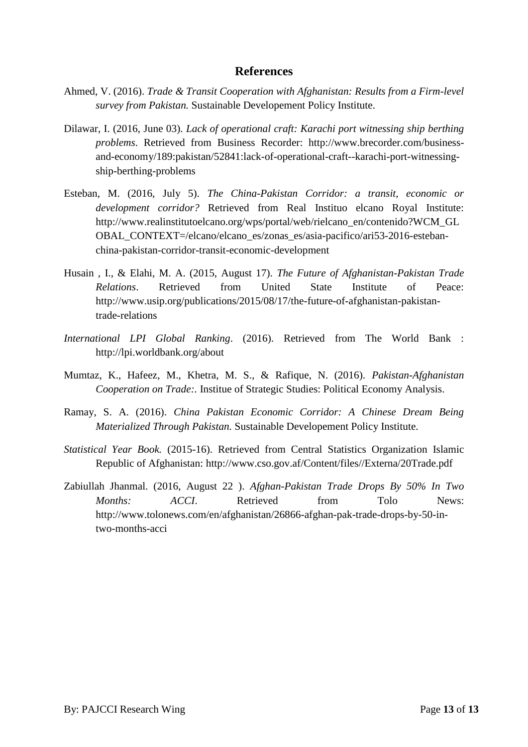## References

Ahmed, V. (2016). *Trade & Transit Cooperation with Afghanistan: Results from a Firm-level survey from Pakistan.* Sustainable Developement Policy Institute.

Dilawar, I. (2016, June 03). *Lack of operational craft: Karachi port witnessing ship berthing problems*. Retrieved from Business Recorder: http://www.brecorder.com/business-and-economy/189:pakistan/52841:lack-of-operational-craft--karachi-port-witnessing-ship-berthing-problems

Esteban, M. (2016, July 5). *The China-Pakistan Corridor: a transit, economic or development corridor?* Retrieved from Real Instituo elcano Royal Institute: http://www.realinstitutoelcano.org/wps/portal/web/rielcano_en/contenido?WCM_GLOBAL_CONTEXT=/elcano/elcano_es/zonas_es/asia-pacifico/ari53-2016-esteban-china-pakistan-corridor-transit-economic-development

Husain , I., & Elahi, M. A. (2015, August 17). *The Future of Afghanistan-Pakistan Trade Relations*. Retrieved from United State Institute of Peace: http://www.usip.org/publications/2015/08/17/the-future-of-afghanistan-pakistan-trade-relations

*International LPI Global Ranking*. (2016). Retrieved from The World Bank : http://lpi.worldbank.org/about

Mumtaz, K., Hafeez, M., Khetra, M. S., & Rafique, N. (2016). *Pakistan-Afghanistan Cooperation on Trade:.* Institue of Strategic Studies: Political Economy Analysis.

Ramay, S. A. (2016). *China Pakistan Economic Corridor: A Chinese Dream Being Materialized Through Pakistan.* Sustainable Developement Policy Institute.

*Statistical Year Book.* (2015-16). Retrieved from Central Statistics Organization Islamic Republic of Afghanistan: http://www.cso.gov.af/Content/files//Externa/20Trade.pdf

Zabiullah Jhanmal. (2016, August 22 ). *Afghan-Pakistan Trade Drops By 50% In Two Months: ACCI*. Retrieved from Tolo News: http://www.tolonews.com/en/afghanistan/26866-afghan-pak-trade-drops-by-50-in-two-months-acci